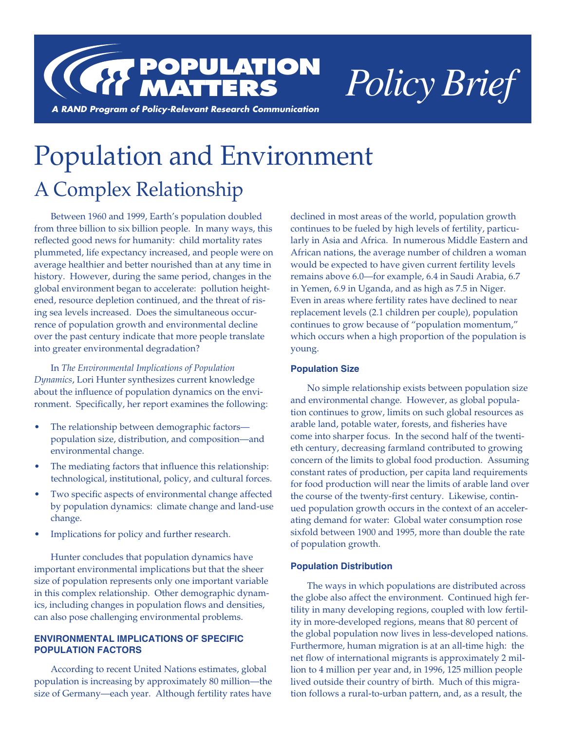**POPULATION MATTERS** *Policy Brief*

*A RAND Program of Policy-Relevant Research Communication*

# Population and Environment

## A Complex Relationship

Between 1960 and 1999, Earth's population doubled from three billion to six billion people. In many ways, this reflected good news for humanity: child mortality rates plummeted, life expectancy increased, and people were on average healthier and better nourished than at any time in history. However, during the same period, changes in the global environment began to accelerate: pollution heightened, resource depletion continued, and the threat of rising sea levels increased. Does the simultaneous occurrence of population growth and environmental decline over the past century indicate that more people translate into greater environmental degradation?

In *The Environmental Implications of Population Dynamics*, Lori Hunter synthesizes current knowledge about the influence of population dynamics on the environment. Specifically, her report examines the following:

- The relationship between demographic factors—population size, distribution, and composition—and environmental change.
- The mediating factors that influence this relationship: technological, institutional, policy, and cultural forces.
- Two specific aspects of environmental change affected by population dynamics: climate change and land-use change.
- Implications for policy and further research.

Hunter concludes that population dynamics have important environmental implications but that the sheer size of population represents only one important variable in this complex relationship. Other demographic dynamics, including changes in population flows and densities, can also pose challenging environmental problems.

### ENVIRONMENTAL IMPLICATIONS OF SPECIFIC POPULATION FACTORS

According to recent United Nations estimates, global population is increasing by approximately 80 million—the size of Germany—each year. Although fertility rates have declined in most areas of the world, population growth continues to be fueled by high levels of fertility, particularly in Asia and Africa. In numerous Middle Eastern and African nations, the average number of children a woman would be expected to have given current fertility levels remains above 6.0—for example, 6.4 in Saudi Arabia, 6.7 in Yemen, 6.9 in Uganda, and as high as 7.5 in Niger. Even in areas where fertility rates have declined to near replacement levels (2.1 children per couple), population continues to grow because of "population momentum," which occurs when a high proportion of the population is young.

#### Population Size

No simple relationship exists between population size and environmental change. However, as global population continues to grow, limits on such global resources as arable land, potable water, forests, and fisheries have come into sharper focus. In the second half of the twentieth century, decreasing farmland contributed to growing concern of the limits to global food production. Assuming constant rates of production, per capita land requirements for food production will near the limits of arable land over the course of the twenty-first century. Likewise, continued population growth occurs in the context of an accelerating demand for water: Global water consumption rose sixfold between 1900 and 1995, more than double the rate of population growth.

#### Population Distribution

The ways in which populations are distributed across the globe also affect the environment. Continued high fertility in many developing regions, coupled with low fertility in more-developed regions, means that 80 percent of the global population now lives in less-developed nations. Furthermore, human migration is at an all-time high: the net flow of international migrants is approximately 2 million to 4 million per year and, in 1996, 125 million people lived outside their country of birth. Much of this migration follows a rural-to-urban pattern, and, as a result, the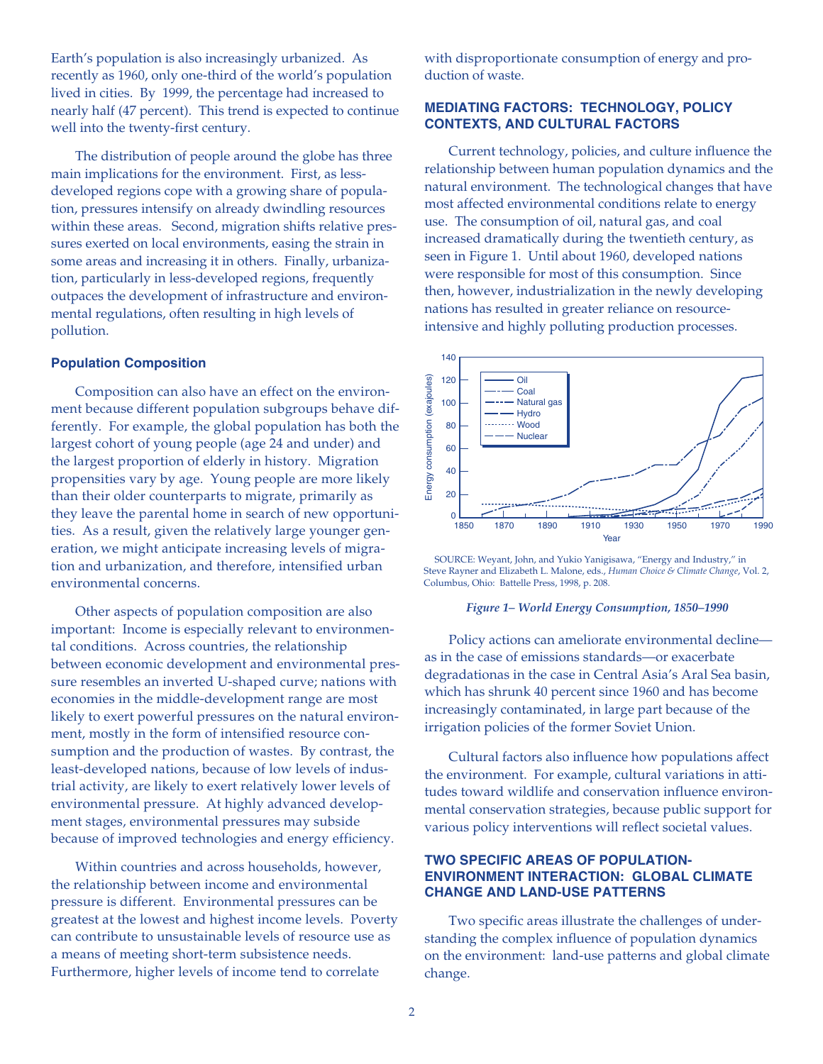Earth's population is also increasingly urbanized. As recently as 1960, only one-third of the world's population lived in cities. By 1999, the percentage had increased to nearly half (47 percent). This trend is expected to continue well into the twenty-first century.

The distribution of people around the globe has three main implications for the environment. First, as less-developed regions cope with a growing share of population, pressures intensify on already dwindling resources within these areas. Second, migration shifts relative pressures exerted on local environments, easing the strain in some areas and increasing it in others. Finally, urbanization, particularly in less-developed regions, frequently outpaces the development of infrastructure and environmental regulations, often resulting in high levels of pollution.

### Population Composition

Composition can also have an effect on the environment because different population subgroups behave differently. For example, the global population has both the largest cohort of young people (age 24 and under) and the largest proportion of elderly in history. Migration propensities vary by age. Young people are more likely than their older counterparts to migrate, primarily as they leave the parental home in search of new opportunities. As a result, given the relatively large younger generation, we might anticipate increasing levels of migration and urbanization, and therefore, intensified urban environmental concerns.

Other aspects of population composition are also important: Income is especially relevant to environmental conditions. Across countries, the relationship between economic development and environmental pressure resembles an inverted U-shaped curve; nations with economies in the middle-development range are most likely to exert powerful pressures on the natural environment, mostly in the form of intensified resource consumption and the production of wastes. By contrast, the least-developed nations, because of low levels of industrial activity, are likely to exert relatively lower levels of environmental pressure. At highly advanced development stages, environmental pressures may subside because of improved technologies and energy efficiency.

Within countries and across households, however, the relationship between income and environmental pressure is different. Environmental pressures can be greatest at the lowest and highest income levels. Poverty can contribute to unsustainable levels of resource use as a means of meeting short-term subsistence needs. Furthermore, higher levels of income tend to correlate with disproportionate consumption of energy and production of waste.

## MEDIATING FACTORS: TECHNOLOGY, POLICY CONTEXTS, AND CULTURAL FACTORS

Current technology, policies, and culture influence the relationship between human population dynamics and the natural environment. The technological changes that have most affected environmental conditions relate to energy use. The consumption of oil, natural gas, and coal increased dramatically during the twentieth century, as seen in Figure 1. Until about 1960, developed nations were responsible for most of this consumption. Since then, however, industrialization in the newly developing nations has resulted in greater reliance on resource-intensive and highly polluting production processes.

SOURCE: Weyant, John, and Yukio Yanigisawa, "Energy and Industry," in Steve Rayner and Elizabeth L. Malone, eds., *Human Choice & Climate Change*, Vol. 2, Columbus, Ohio: Battelle Press, 1998, p. 208.

*Figure 1– World Energy Consumption, 1850–1990*

Policy actions can ameliorate environmental decline—as in the case of emissions standards—or exacerbate degradationas in the case in Central Asia's Aral Sea basin, which has shrunk 40 percent since 1960 and has become increasingly contaminated, in large part because of the irrigation policies of the former Soviet Union.

Cultural factors also influence how populations affect the environment. For example, cultural variations in attitudes toward wildlife and conservation influence environmental conservation strategies, because public support for various policy interventions will reflect societal values.

## TWO SPECIFIC AREAS OF POPULATION-ENVIRONMENT INTERACTION: GLOBAL CLIMATE CHANGE AND LAND-USE PATTERNS

Two specific areas illustrate the challenges of understanding the complex influence of population dynamics on the environment: land-use patterns and global climate change.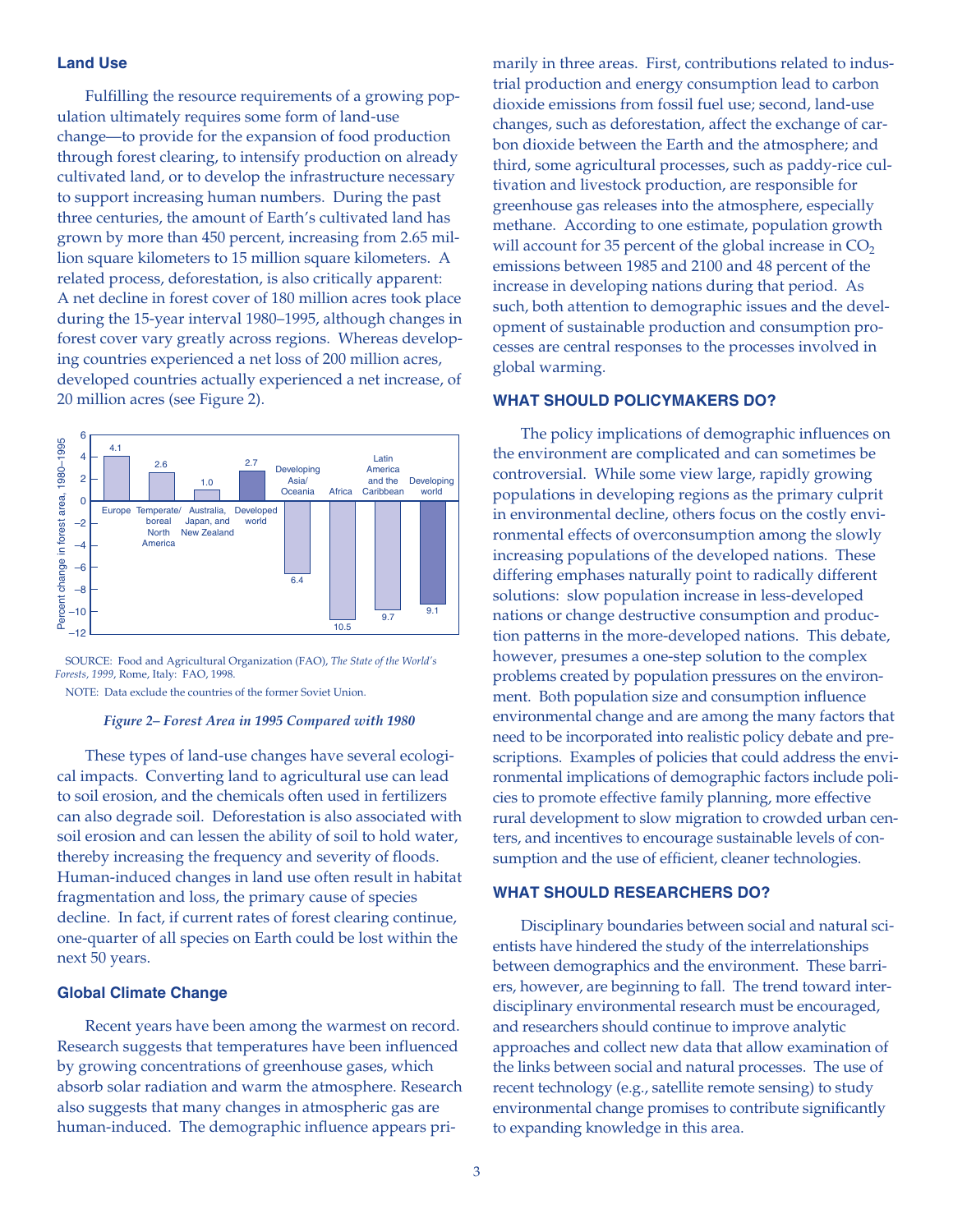## Land Use

Fulfilling the resource requirements of a growing population ultimately requires some form of land-use change—to provide for the expansion of food production through forest clearing, to intensify production on already cultivated land, or to develop the infrastructure necessary to support increasing human numbers. During the past three centuries, the amount of Earth's cultivated land has grown by more than 450 percent, increasing from 2.65 million square kilometers to 15 million square kilometers. A related process, deforestation, is also critically apparent: A net decline in forest cover of 180 million acres took place during the 15-year interval 1980–1995, although changes in forest cover vary greatly across regions. Whereas developing countries experienced a net loss of 200 million acres, developed countries actually experienced a net increase, of 20 million acres (see Figure 2).

| Region | Percent change in forest area, 1980–1995 |
| --- | --- |
| Europe | 4.1 |
| Temperate/boreal North America | 2.6 |
| Australia, Japan, and New Zealand | 1.0 |
| Developed world | 2.7 |
| Developing Asia/Oceania | −6.4 |
| Africa | −10.5 |
| Latin America and the Caribbean | −9.7 |
| Developing world | −9.1 |

SOURCE: Food and Agricultural Organization (FAO), *The State of the World's Forests, 1999*, Rome, Italy: FAO, 1998.

NOTE: Data exclude the countries of the former Soviet Union.

*Figure 2– Forest Area in 1995 Compared with 1980*

These types of land-use changes have several ecological impacts. Converting land to agricultural use can lead to soil erosion, and the chemicals often used in fertilizers can also degrade soil. Deforestation is also associated with soil erosion and can lessen the ability of soil to hold water, thereby increasing the frequency and severity of floods. Human-induced changes in land use often result in habitat fragmentation and loss, the primary cause of species decline. In fact, if current rates of forest clearing continue, one-quarter of all species on Earth could be lost within the next 50 years.

## Global Climate Change

Recent years have been among the warmest on record. Research suggests that temperatures have been influenced by growing concentrations of greenhouse gases, which absorb solar radiation and warm the atmosphere. Research also suggests that many changes in atmospheric gas are human-induced. The demographic influence appears primarily in three areas. First, contributions related to industrial production and energy consumption lead to carbon dioxide emissions from fossil fuel use; second, land-use changes, such as deforestation, affect the exchange of carbon dioxide between the Earth and the atmosphere; and third, some agricultural processes, such as paddy-rice cultivation and livestock production, are responsible for greenhouse gas releases into the atmosphere, especially methane. According to one estimate, population growth will account for 35 percent of the global increase in $CO_2$ emissions between 1985 and 2100 and 48 percent of the increase in developing nations during that period. As such, both attention to demographic issues and the development of sustainable production and consumption processes are central responses to the processes involved in global warming.

## WHAT SHOULD POLICYMAKERS DO?

The policy implications of demographic influences on the environment are complicated and can sometimes be controversial. While some view large, rapidly growing populations in developing regions as the primary culprit in environmental decline, others focus on the costly environmental effects of overconsumption among the slowly increasing populations of the developed nations. These differing emphases naturally point to radically different solutions: slow population increase in less-developed nations or change destructive consumption and production patterns in the more-developed nations. This debate, however, presumes a one-step solution to the complex problems created by population pressures on the environment. Both population size and consumption influence environmental change and are among the many factors that need to be incorporated into realistic policy debate and prescriptions. Examples of policies that could address the environmental implications of demographic factors include policies to promote effective family planning, more effective rural development to slow migration to crowded urban centers, and incentives to encourage sustainable levels of consumption and the use of efficient, cleaner technologies.

## WHAT SHOULD RESEARCHERS DO?

Disciplinary boundaries between social and natural scientists have hindered the study of the interrelationships between demographics and the environment. These barriers, however, are beginning to fall. The trend toward interdisciplinary environmental research must be encouraged, and researchers should continue to improve analytic approaches and collect new data that allow examination of the links between social and natural processes. The use of recent technology (e.g., satellite remote sensing) to study environmental change promises to contribute significantly to expanding knowledge in this area.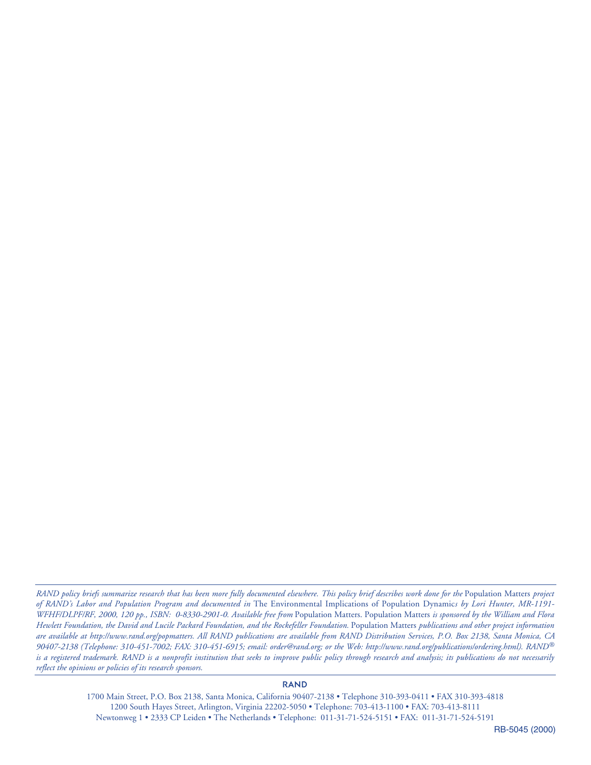*RAND policy briefs summarize research that has been more fully documented elsewhere. This policy brief describes work done for the* Population Matters *project of RAND's Labor and Population Program and documented in* The Environmental Implications of Population Dynamic*s by Lori Hunter, MR-1191-WFHF/DLPF/RF, 2000, 120 pp., ISBN: 0-8330-2901-0. Available free from* Population Matters. Population Matters *is sponsored by the William and Flora Hewlett Foundation, the David and Lucile Packard Foundation, and the Rockefeller Foundation.* Population Matters *publications and other project information are available at http://www.rand.org/popmatters. All RAND publications are available from RAND Distribution Services, P.O. Box 2138, Santa Monica, CA 90407-2138 (Telephone: 310-451-7002; FAX: 310-451-6915; email: order@rand.org; or the Web: http://www.rand.org/publications/ordering.html). RAND® is a registered trademark. RAND is a nonprofit institution that seeks to improve public policy through research and analysis; its publications do not necessarily reflect the opinions or policies of its research sponsors.*

**RAND**

1700 Main Street, P.O. Box 2138, Santa Monica, California 90407-2138 • Telephone 310-393-0411 • FAX 310-393-4818
1200 South Hayes Street, Arlington, Virginia 22202-5050 • Telephone: 703-413-1100 • FAX: 703-413-8111
Newtonweg 1 • 2333 CP Leiden • The Netherlands • Telephone: 011-31-71-524-5151 • FAX: 011-31-71-524-5191

RB-5045 (2000)